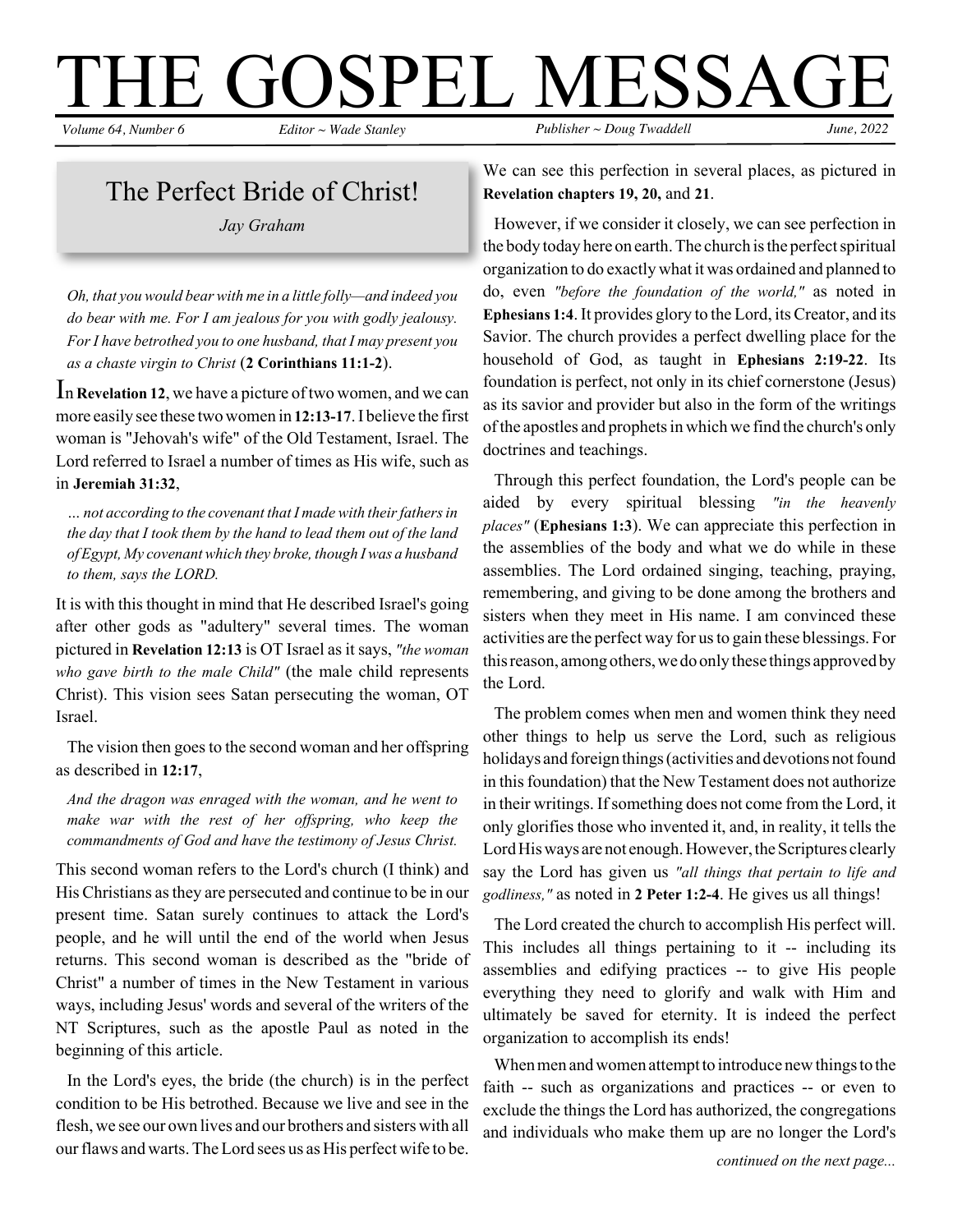# THE GOSPEL MESSAGE

*Volume 64, Number 6* *Editor ~ Wade Stanley* *Publisher ~ Doug Twaddell* *June, 2022*

## The Perfect Bride of Christ!

*Jay Graham*

*Oh, that you would bear with me in a little folly—and indeed you do bear with me. For I am jealous for you with godly jealousy. For I have betrothed you to one husband, that I may present you as a chaste virgin to Christ* (**2 Corinthians 11:1-2**).

In **Revelation 12**, we have a picture of two women, and we can more easily see these two women in **12:13-17**. I believe the first woman is "Jehovah's wife" of the Old Testament, Israel. The Lord referred to Israel a number of times as His wife, such as in **Jeremiah 31:32**,

*... not according to the covenant that I made with their fathers in the day that I took them by the hand to lead them out of the land of Egypt, My covenant which they broke, though I was a husband to them, says the LORD.*

It is with this thought in mind that He described Israel's going after other gods as "adultery" several times. The woman pictured in **Revelation 12:13** is OT Israel as it says, *"the woman who gave birth to the male Child"* (the male child represents Christ). This vision sees Satan persecuting the woman, OT Israel.

The vision then goes to the second woman and her offspring as described in **12:17**,

*And the dragon was enraged with the woman, and he went to make war with the rest of her offspring, who keep the commandments of God and have the testimony of Jesus Christ.*

This second woman refers to the Lord's church (I think) and His Christians as they are persecuted and continue to be in our present time. Satan surely continues to attack the Lord's people, and he will until the end of the world when Jesus returns. This second woman is described as the "bride of Christ" a number of times in the New Testament in various ways, including Jesus' words and several of the writers of the NT Scriptures, such as the apostle Paul as noted in the beginning of this article.

In the Lord's eyes, the bride (the church) is in the perfect condition to be His betrothed. Because we live and see in the flesh, we see our own lives and our brothers and sisters with all our flaws and warts. The Lord sees us as His perfect wife to be. We can see this perfection in several places, as pictured in **Revelation chapters 19, 20,** and **21**.

However, if we consider it closely, we can see perfection in the body today here on earth. The church is the perfect spiritual organization to do exactly what it was ordained and planned to do, even *"before the foundation of the world,"* as noted in **Ephesians 1:4**. It provides glory to the Lord, its Creator, and its Savior. The church provides a perfect dwelling place for the household of God, as taught in **Ephesians 2:19-22**. Its foundation is perfect, not only in its chief cornerstone (Jesus) as its savior and provider but also in the form of the writings of the apostles and prophets in which we find the church's only doctrines and teachings.

Through this perfect foundation, the Lord's people can be aided by every spiritual blessing *"in the heavenly places"* (**Ephesians 1:3**). We can appreciate this perfection in the assemblies of the body and what we do while in these assemblies. The Lord ordained singing, teaching, praying, remembering, and giving to be done among the brothers and sisters when they meet in His name. I am convinced these activities are the perfect way for us to gain these blessings. For this reason, among others, we do only these things approved by the Lord.

The problem comes when men and women think they need other things to help us serve the Lord, such as religious holidays and foreign things (activities and devotions not found in this foundation) that the New Testament does not authorize in their writings. If something does not come from the Lord, it only glorifies those who invented it, and, in reality, it tells the Lord His ways are not enough. However, the Scriptures clearly say the Lord has given us *"all things that pertain to life and godliness,"* as noted in **2 Peter 1:2-4**. He gives us all things!

The Lord created the church to accomplish His perfect will. This includes all things pertaining to it -- including its assemblies and edifying practices -- to give His people everything they need to glorify and walk with Him and ultimately be saved for eternity. It is indeed the perfect organization to accomplish its ends!

When men and women attempt to introduce new things to the faith -- such as organizations and practices -- or even to exclude the things the Lord has authorized, the congregations and individuals who make them up are no longer the Lord's

*continued on the next page...*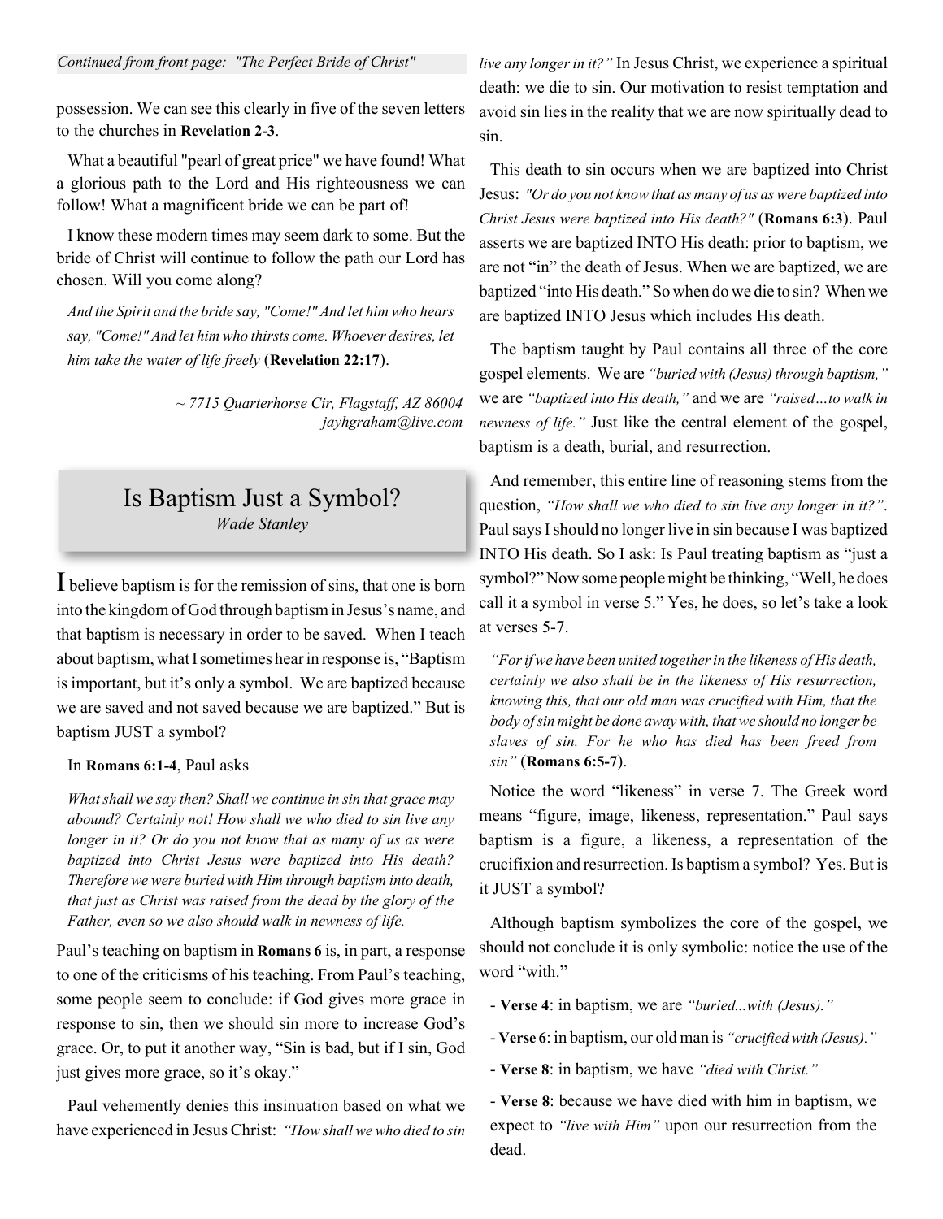*Continued from front page: "The Perfect Bride of Christ"*

possession. We can see this clearly in five of the seven letters to the churches in **Revelation 2-3**.

What a beautiful "pearl of great price" we have found! What a glorious path to the Lord and His righteousness we can follow! What a magnificent bride we can be part of!

I know these modern times may seem dark to some. But the bride of Christ will continue to follow the path our Lord has chosen. Will you come along?

*And the Spirit and the bride say, "Come!" And let him who hears say, "Come!" And let him who thirsts come. Whoever desires, let him take the water of life freely* (**Revelation 22:17**).

*~ 7715 Quarterhorse Cir, Flagstaff, AZ 86004*
*jayhgraham@live.com*

## Is Baptism Just a Symbol?

*Wade Stanley*

I believe baptism is for the remission of sins, that one is born into the kingdom of God through baptism in Jesus's name, and that baptism is necessary in order to be saved. When I teach about baptism, what I sometimes hear in response is, "Baptism is important, but it's only a symbol. We are baptized because we are saved and not saved because we are baptized." But is baptism JUST a symbol?

In **Romans 6:1-4**, Paul asks

*What shall we say then? Shall we continue in sin that grace may abound? Certainly not! How shall we who died to sin live any longer in it? Or do you not know that as many of us as were baptized into Christ Jesus were baptized into His death? Therefore we were buried with Him through baptism into death, that just as Christ was raised from the dead by the glory of the Father, even so we also should walk in newness of life.*

Paul's teaching on baptism in **Romans 6** is, in part, a response to one of the criticisms of his teaching. From Paul's teaching, some people seem to conclude: if God gives more grace in response to sin, then we should sin more to increase God's grace. Or, to put it another way, "Sin is bad, but if I sin, God just gives more grace, so it's okay."

Paul vehemently denies this insinuation based on what we have experienced in Jesus Christ: *"How shall we who died to sin live any longer in it?"* In Jesus Christ, we experience a spiritual death: we die to sin. Our motivation to resist temptation and avoid sin lies in the reality that we are now spiritually dead to sin.

This death to sin occurs when we are baptized into Christ Jesus: *"Or do you not know that as many of us as were baptized into Christ Jesus were baptized into His death?"* (**Romans 6:3**). Paul asserts we are baptized INTO His death: prior to baptism, we are not "in" the death of Jesus. When we are baptized, we are baptized "into His death." So when do we die to sin? When we are baptized INTO Jesus which includes His death.

The baptism taught by Paul contains all three of the core gospel elements. We are *"buried with (Jesus) through baptism,"* we are *"baptized into His death,"* and we are *"raised…to walk in newness of life."* Just like the central element of the gospel, baptism is a death, burial, and resurrection.

And remember, this entire line of reasoning stems from the question, *"How shall we who died to sin live any longer in it?"*. Paul says I should no longer live in sin because I was baptized INTO His death. So I ask: Is Paul treating baptism as "just a symbol?" Now some people might be thinking, "Well, he does call it a symbol in verse 5." Yes, he does, so let's take a look at verses 5-7.

*"For if we have been united together in the likeness of His death, certainly we also shall be in the likeness of His resurrection, knowing this, that our old man was crucified with Him, that the body of sin might be done away with, that we should no longer be slaves of sin. For he who has died has been freed from sin"* (**Romans 6:5-7**).

Notice the word "likeness" in verse 7. The Greek word means "figure, image, likeness, representation." Paul says baptism is a figure, a likeness, a representation of the crucifixion and resurrection. Is baptism a symbol? Yes. But is it JUST a symbol?

Although baptism symbolizes the core of the gospel, we should not conclude it is only symbolic: notice the use of the word "with."

- **Verse 4**: in baptism, we are *"buried...with (Jesus)."*
- **Verse 6**: in baptism, our old man is *"crucified with (Jesus)."*
- **Verse 8**: in baptism, we have *"died with Christ."*
- **Verse 8**: because we have died with him in baptism, we expect to *"live with Him"* upon our resurrection from the dead.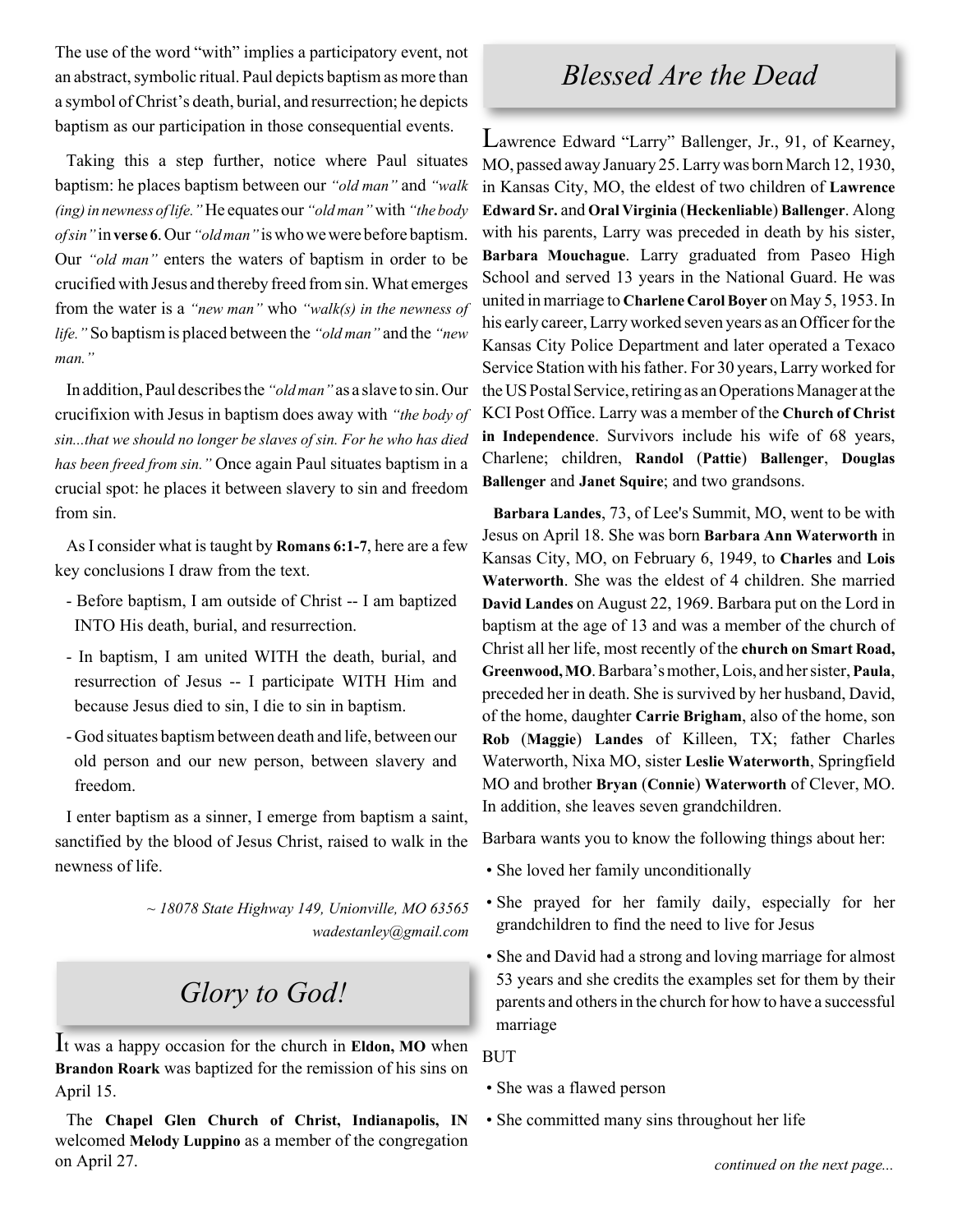The use of the word "with" implies a participatory event, not an abstract, symbolic ritual. Paul depicts baptism as more than a symbol of Christ's death, burial, and resurrection; he depicts baptism as our participation in those consequential events.

Taking this a step further, notice where Paul situates baptism: he places baptism between our *"old man"* and *"walk (ing) in newness of life."* He equates our *"old man"* with *"the body of sin"* in **verse 6**. Our *"old man"* is who we were before baptism. Our *"old man"* enters the waters of baptism in order to be crucified with Jesus and thereby freed from sin. What emerges from the water is a *"new man"* who *"walk(s) in the newness of life."* So baptism is placed between the *"old man"* and the *"new man."*

In addition, Paul describes the *"old man"* as a slave to sin. Our crucifixion with Jesus in baptism does away with *"the body of sin...that we should no longer be slaves of sin. For he who has died has been freed from sin."* Once again Paul situates baptism in a crucial spot: he places it between slavery to sin and freedom from sin.

As I consider what is taught by **Romans 6:1-7**, here are a few key conclusions I draw from the text.

- Before baptism, I am outside of Christ -- I am baptized INTO His death, burial, and resurrection.
- In baptism, I am united WITH the death, burial, and resurrection of Jesus -- I participate WITH Him and because Jesus died to sin, I die to sin in baptism.
- God situates baptism between death and life, between our old person and our new person, between slavery and freedom.

I enter baptism as a sinner, I emerge from baptism a saint, sanctified by the blood of Jesus Christ, raised to walk in the newness of life.

*~ 18078 State Highway 149, Unionville, MO 63565*
*wadestanley@gmail.com*

## *Glory to God!*

It was a happy occasion for the church in **Eldon, MO** when **Brandon Roark** was baptized for the remission of his sins on April 15.

The **Chapel Glen Church of Christ, Indianapolis, IN** welcomed **Melody Luppino** as a member of the congregation on April 27.

## *Blessed Are the Dead*

Lawrence Edward "Larry" Ballenger, Jr., 91, of Kearney, MO, passed away January 25. Larry was born March 12, 1930, in Kansas City, MO, the eldest of two children of **Lawrence Edward Sr.** and **Oral Virginia** (**Heckenliable**) **Ballenger**. Along with his parents, Larry was preceded in death by his sister, **Barbara Mouchague**. Larry graduated from Paseo High School and served 13 years in the National Guard. He was united in marriage to **Charlene Carol Boyer** on May 5, 1953. In his early career, Larry worked seven years as an Officer for the Kansas City Police Department and later operated a Texaco Service Station with his father. For 30 years, Larry worked for the US Postal Service, retiring as an Operations Manager at the KCI Post Office. Larry was a member of the **Church of Christ in Independence**. Survivors include his wife of 68 years, Charlene; children, **Randol** (**Pattie**) **Ballenger**, **Douglas Ballenger** and **Janet Squire**; and two grandsons.

**Barbara Landes**, 73, of Lee's Summit, MO, went to be with Jesus on April 18. She was born **Barbara Ann Waterworth** in Kansas City, MO, on February 6, 1949, to **Charles** and **Lois Waterworth**. She was the eldest of 4 children. She married **David Landes** on August 22, 1969. Barbara put on the Lord in baptism at the age of 13 and was a member of the church of Christ all her life, most recently of the **church on Smart Road, Greenwood, MO**. Barbara's mother, Lois, and her sister, **Paula**, preceded her in death. She is survived by her husband, David, of the home, daughter **Carrie Brigham**, also of the home, son **Rob** (**Maggie**) **Landes** of Killeen, TX; father Charles Waterworth, Nixa MO, sister **Leslie Waterworth**, Springfield MO and brother **Bryan** (**Connie**) **Waterworth** of Clever, MO. In addition, she leaves seven grandchildren.

Barbara wants you to know the following things about her:

- She loved her family unconditionally
- She prayed for her family daily, especially for her grandchildren to find the need to live for Jesus
- She and David had a strong and loving marriage for almost 53 years and she credits the examples set for them by their parents and others in the church for how to have a successful marriage

BUT

- She was a flawed person
- She committed many sins throughout her life

*continued on the next page...*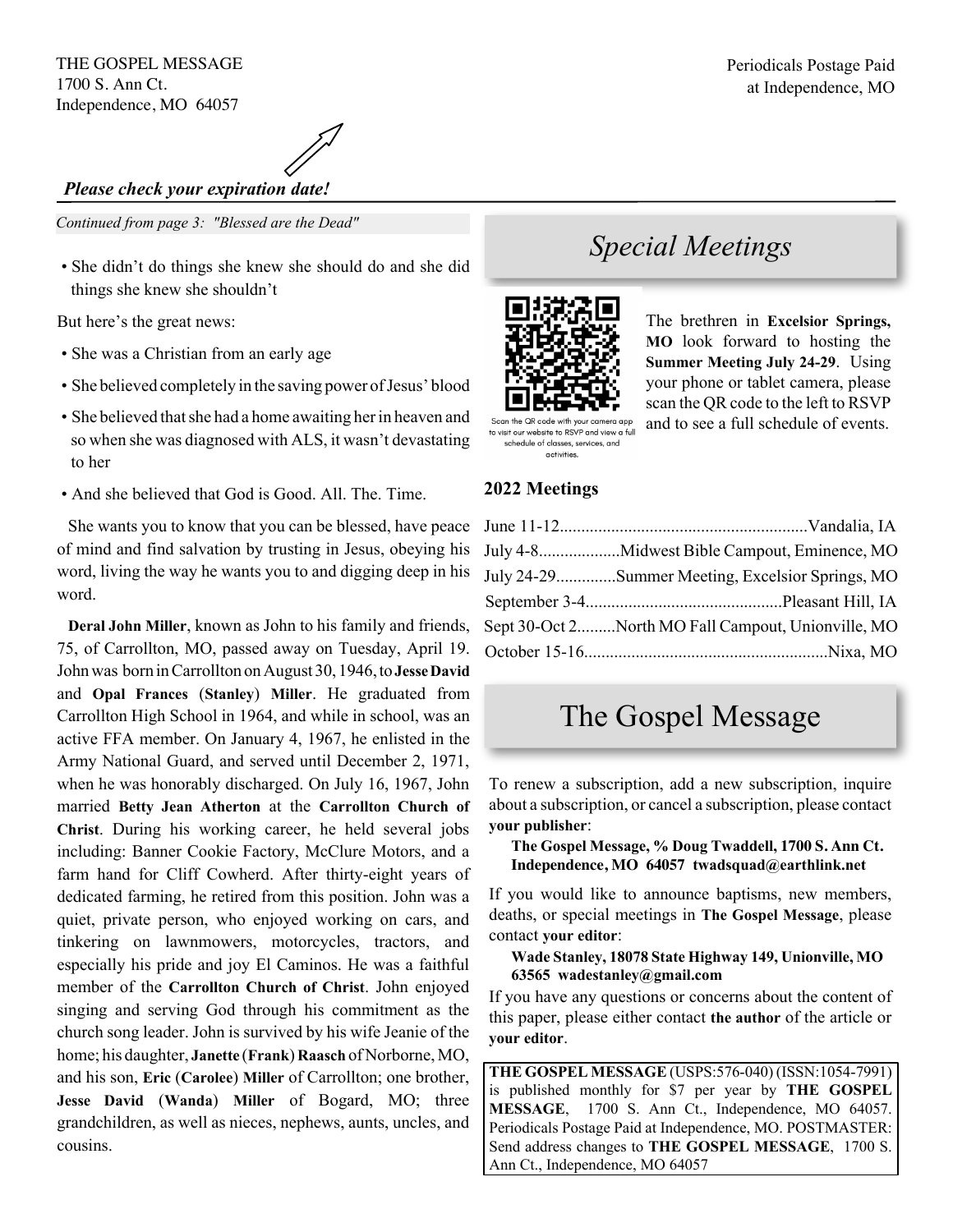THE GOSPEL MESSAGE
1700 S. Ann Ct.
Independence, MO 64057

Periodicals Postage Paid at Independence, MO

***Please check your expiration date!***

*Continued from page 3: "Blessed are the Dead"*

- She didn't do things she knew she should do and she did things she knew she shouldn't

But here's the great news:

- She was a Christian from an early age
- She believed completely in the saving power of Jesus' blood
- She believed that she had a home awaiting her in heaven and so when she was diagnosed with ALS, it wasn't devastating to her
- And she believed that God is Good. All. The. Time.

She wants you to know that you can be blessed, have peace of mind and find salvation by trusting in Jesus, obeying his word, living the way he wants you to and digging deep in his word.

**Deral John Miller**, known as John to his family and friends, 75, of Carrollton, MO, passed away on Tuesday, April 19. John was born in Carrollton on August 30, 1946, to **Jesse David** and **Opal Frances** (**Stanley**) **Miller**. He graduated from Carrollton High School in 1964, and while in school, was an active FFA member. On January 4, 1967, he enlisted in the Army National Guard, and served until December 2, 1971, when he was honorably discharged. On July 16, 1967, John married **Betty Jean Atherton** at the **Carrollton Church of Christ**. During his working career, he held several jobs including: Banner Cookie Factory, McClure Motors, and a farm hand for Cliff Cowherd. After thirty-eight years of dedicated farming, he retired from this position. John was a quiet, private person, who enjoyed working on cars, and tinkering on lawnmowers, motorcycles, tractors, and especially his pride and joy El Caminos. He was a faithful member of the **Carrollton Church of Christ**. John enjoyed singing and serving God through his commitment as the church song leader. John is survived by his wife Jeanie of the home; his daughter, **Janette** (**Frank**) **Raasch** of Norborne, MO, and his son, **Eric** (**Carolee**) **Miller** of Carrollton; one brother, **Jesse David** (**Wanda**) **Miller** of Bogard, MO; three grandchildren, as well as nieces, nephews, aunts, uncles, and cousins.

# *Special Meetings*

Scan the QR code with your camera app to visit our website to RSVP and view a full schedule of classes, services, and activities.

The brethren in **Excelsior Springs, MO** look forward to hosting the **Summer Meeting July 24-29**. Using your phone or tablet camera, please scan the QR code to the left to RSVP and to see a full schedule of events.

**2022 Meetings**

| | |
|---|---|
| June 11-12 | Vandalia, IA |
| July 4-8 | Midwest Bible Campout, Eminence, MO |
| July 24-29 | Summer Meeting, Excelsior Springs, MO |
| September 3-4 | Pleasant Hill, IA |
| Sept 30-Oct 2 | North MO Fall Campout, Unionville, MO |
| October 15-16 | Nixa, MO |

# The Gospel Message

To renew a subscription, add a new subscription, inquire about a subscription, or cancel a subscription, please contact **your publisher**:

**The Gospel Message, % Doug Twaddell, 1700 S. Ann Ct. Independence, MO 64057 twadsquad@earthlink.net**

If you would like to announce baptisms, new members, deaths, or special meetings in **The Gospel Message**, please contact **your editor**:

**Wade Stanley, 18078 State Highway 149, Unionville, MO 63565 wadestanley@gmail.com**

If you have any questions or concerns about the content of this paper, please either contact **the author** of the article or **your editor**.

**THE GOSPEL MESSAGE** (USPS:576-040) (ISSN:1054-7991) is published monthly for $7 per year by **THE GOSPEL MESSAGE**, 1700 S. Ann Ct., Independence, MO 64057. Periodicals Postage Paid at Independence, MO. POSTMASTER: Send address changes to **THE GOSPEL MESSAGE**, 1700 S. Ann Ct., Independence, MO 64057